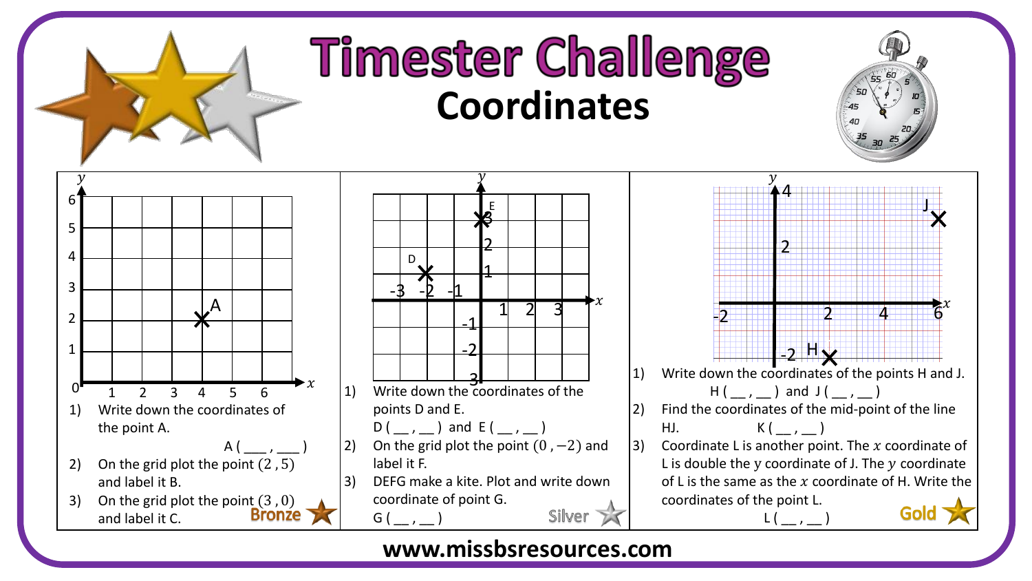# Timester Challenge

## Coordinates

### Bronze

1) Write down the coordinates of the point A.

   A ( ___ , ___ )

2) On the grid plot the point $(2, 5)$ and label it B.
3) On the grid plot the point $(3, 0)$ and label it C.

### Silver

1) Write down the coordinates of the points D and E.

   D ( __ , __ ) and E ( __ , __ )

2) On the grid plot the point $(0, -2)$ and label it F.
3) DEFG make a kite. Plot and write down coordinate of point G.

   G ( __ , __ )

### Gold

1) Write down the coordinates of the points H and J.

   H ( __ , __ ) and J ( __ , __ )

2) Find the coordinates of the mid-point of the line HJ. K ( __ , __ )
3) Coordinate L is another point. The $x$ coordinate of L is double the $y$ coordinate of J. The $y$ coordinate of L is the same as the $x$ coordinate of H. Write the coordinates of the point L.

   L ( __ , __ )

www.missbsresources.com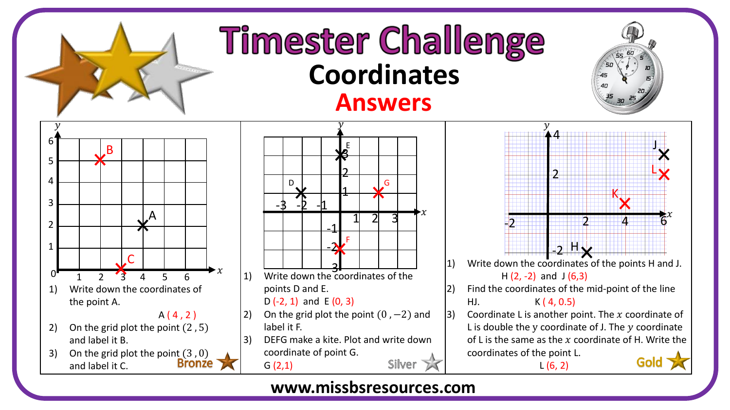# Timester Challenge

## Coordinates

## Answers

### Bronze

1) Write down the coordinates of the point A.

   A ( 4 , 2 )

2) On the grid plot the point $(2, 5)$ and label it B.
3) On the grid plot the point $(3, 0)$ and label it C.

### Silver

1) Write down the coordinates of the points D and E.

   D (-2, 1) and E (0, 3)

2) On the grid plot the point $(0, -2)$ and label it F.
3) DEFG make a kite. Plot and write down coordinate of point G.

   G (2,1)

### Gold

1) Write down the coordinates of the points H and J.

   H (2, -2) and J (6,3)

2) Find the coordinates of the mid-point of the line HJ.

   K ( 4, 0.5)

3) Coordinate L is another point. The $x$ coordinate of L is double the $y$ coordinate of J. The $y$ coordinate of L is the same as the $x$ coordinate of H. Write the coordinates of the point L.

   L (6, 2)

www.missbsresources.com